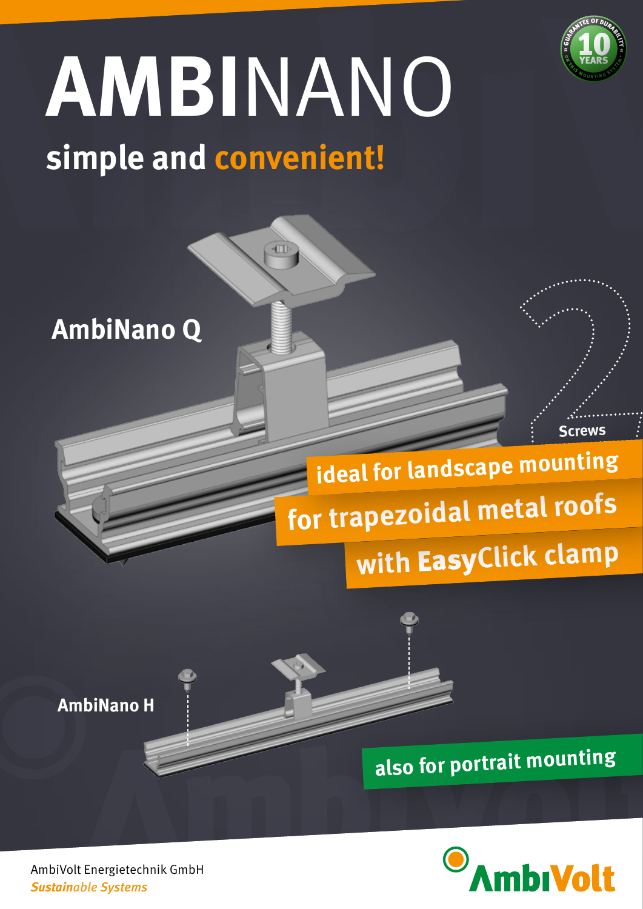# AMBINANO

## simple and convenient!

10 YEARS — GUARANTEE OF DURABILITY ON THIS MOUNTING SYSTEM

### AmbiNano Q

2 Screws

ideal for landscape mounting

for trapezoidal metal roofs

with **EasyClick** clamp

### AmbiNano H

also for portrait mounting

AmbiVolt Energietechnik GmbH
*Sustainable Systems*

AmbiVolt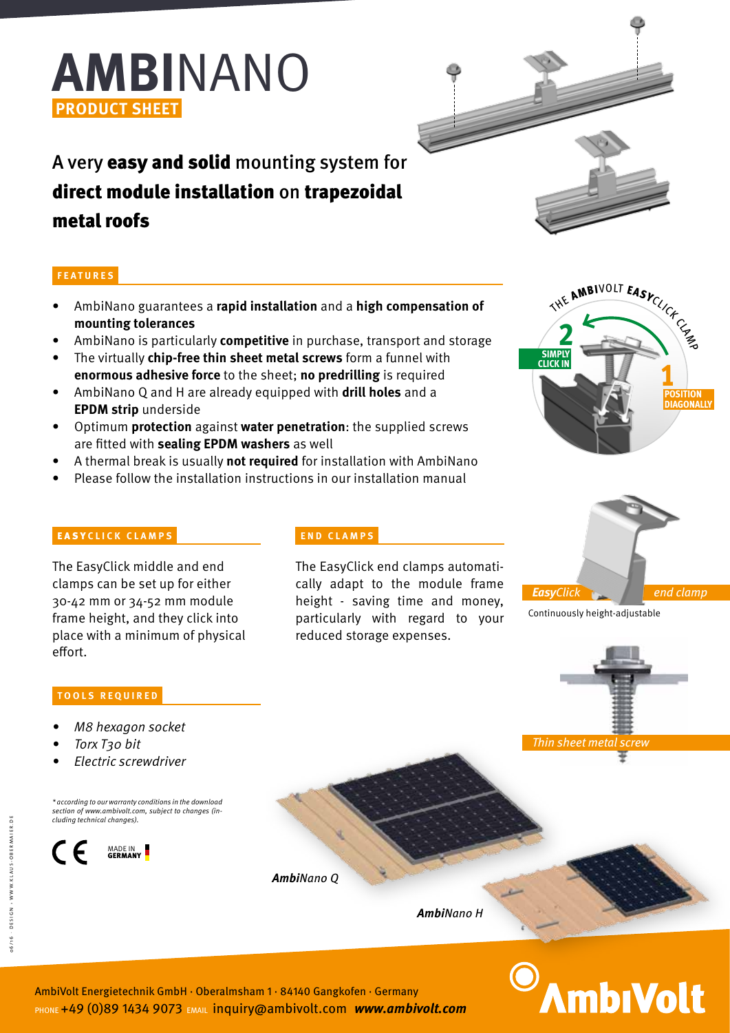# AMBINANO

PRODUCT SHEET

## A very **easy and solid** mounting system for **direct module installation** on **trapezoidal metal roofs**

### FEATURES

- AmbiNano guarantees a **rapid installation** and a **high compensation of mounting tolerances**
- AmbiNano is particularly **competitive** in purchase, transport and storage
- The virtually **chip-free thin sheet metal screws** form a funnel with **enormous adhesive force** to the sheet; **no predrilling** is required
- AmbiNano Q and H are already equipped with **drill holes** and a **EPDM strip** underside
- Optimum **protection** against **water penetration**: the supplied screws are fitted with **sealing EPDM washers** as well
- A thermal break is usually **not required** for installation with AmbiNano
- Please follow the installation instructions in our installation manual

THE AMBIVOLT EASYCLICK CLAMP

1 POSITION DIAGONALLY

2 SIMPLY CLICK IN

### EASYCLICK CLAMPS

The EasyClick middle and end clamps can be set up for either 30-42 mm or 34-52 mm module frame height, and they click into place with a minimum of physical effort.

### END CLAMPS

The EasyClick end clamps automatically adapt to the module frame height - saving time and money, particularly with regard to your reduced storage expenses.

*EasyClick end clamp*

Continuously height-adjustable

*Thin sheet metal screw*

### TOOLS REQUIRED

- *M8 hexagon socket*
- *Torx T30 bit*
- *Electric screwdriver*

*\* according to our warranty conditions in the download section of www.ambivolt.com, subject to changes (including technical changes).*

MADE IN GERMANY

***Ambi**Nano Q*

***Ambi**Nano H*

AmbiVolt Energietechnik GmbH · Oberalmsham 1 · 84140 Gangkofen · Germany
PHONE +49 (0)89 1434 9073 EMAIL inquiry@ambivolt.com ***www.ambivolt.com***

AmbiVolt